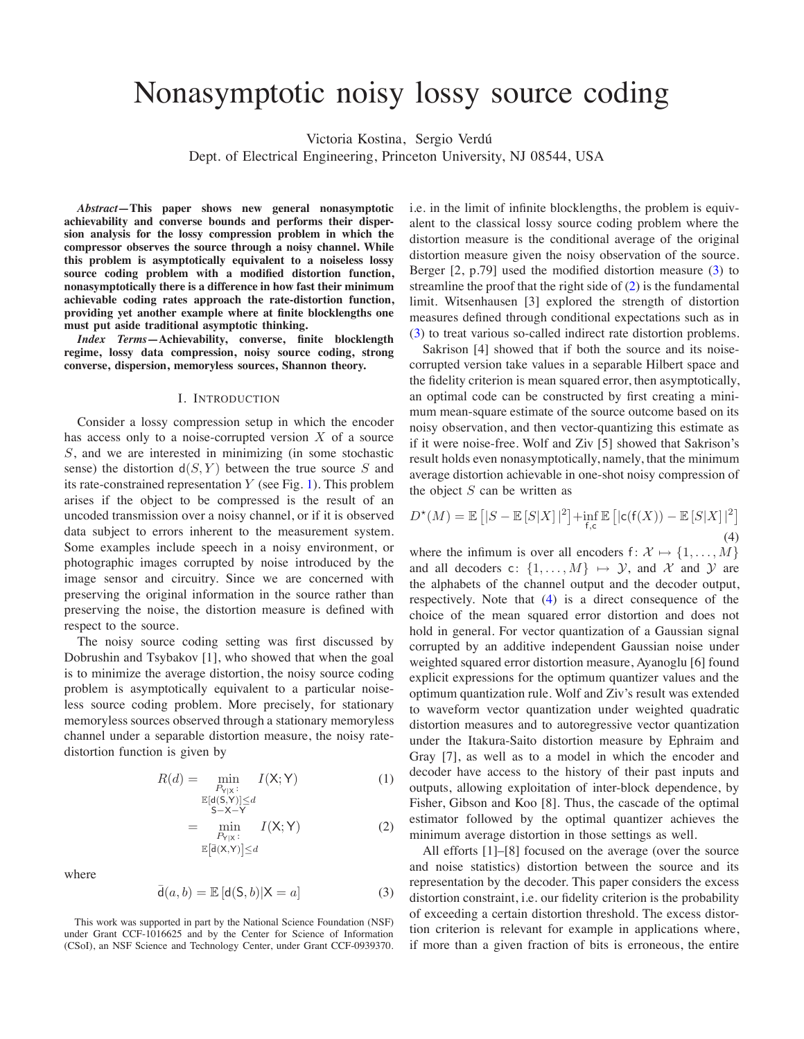# Nonasymptotic noisy lossy source coding

Victoria Kostina, Sergio Verdú

Dept. of Electrical Engineering, Princeton University, NJ 08544, USA

***Abstract*—This paper shows new general nonasymptotic achievability and converse bounds and performs their dispersion analysis for the lossy compression problem in which the compressor observes the source through a noisy channel. While this problem is asymptotically equivalent to a noiseless lossy source coding problem with a modified distortion function, nonasymptotically there is a difference in how fast their minimum achievable coding rates approach the rate-distortion function, providing yet another example where at finite blocklengths one must put aside traditional asymptotic thinking.**

***Index Terms*—Achievability, converse, finite blocklength regime, lossy data compression, noisy source coding, strong converse, dispersion, memoryless sources, Shannon theory.**

## I. Introduction

Consider a lossy compression setup in which the encoder has access only to a noise-corrupted version $X$ of a source $S$, and we are interested in minimizing (in some stochastic sense) the distortion $\mathsf{d}(S, Y)$ between the true source $S$ and its rate-constrained representation $Y$ (see Fig. 1). This problem arises if the object to be compressed is the result of an uncoded transmission over a noisy channel, or if it is observed data subject to errors inherent to the measurement system. Some examples include speech in a noisy environment, or photographic images corrupted by noise introduced by the image sensor and circuitry. Since we are concerned with preserving the original information in the source rather than preserving the noise, the distortion measure is defined with respect to the source.

The noisy source coding setting was first discussed by Dobrushin and Tsybakov [1], who showed that when the goal is to minimize the average distortion, the noisy source coding problem is asymptotically equivalent to a particular noiseless source coding problem. More precisely, for stationary memoryless sources observed through a stationary memoryless channel under a separable distortion measure, the noisy rate-distortion function is given by

$$R(d) = \min_{\substack{P_{\mathsf{Y}|\mathsf{X}}: \\ \mathbb{E}[\mathsf{d}(\mathsf{S},\mathsf{Y})] \leq d \\ \mathsf{S}-\mathsf{X}-\mathsf{Y}}} I(\mathsf{X}; \mathsf{Y}) \tag{1}$$

$$= \min_{\substack{P_{\mathsf{Y}|\mathsf{X}}: \\ \mathbb{E}\left[\bar{\mathsf{d}}(\mathsf{X},\mathsf{Y})\right] \leq d}} I(\mathsf{X}; \mathsf{Y}) \tag{2}$$

where

$$\bar{\mathsf{d}}(a, b) = \mathbb{E}\left[\mathsf{d}(\mathsf{S}, b) | \mathsf{X} = a\right] \tag{3}$$

This work was supported in part by the National Science Foundation (NSF) under Grant CCF-1016625 and by the Center for Science of Information (CSoI), an NSF Science and Technology Center, under Grant CCF-0939370.

i.e. in the limit of infinite blocklengths, the problem is equivalent to the classical lossy source coding problem where the distortion measure is the conditional average of the original distortion measure given the noisy observation of the source. Berger [2, p.79] used the modified distortion measure (3) to streamline the proof that the right side of (2) is the fundamental limit. Witsenhausen [3] explored the strength of distortion measures defined through conditional expectations such as in (3) to treat various so-called indirect rate distortion problems.

Sakrison [4] showed that if both the source and its noise-corrupted version take values in a separable Hilbert space and the fidelity criterion is mean squared error, then asymptotically, an optimal code can be constructed by first creating a minimum mean-square estimate of the source outcome based on its noisy observation, and then vector-quantizing this estimate as if it were noise-free. Wolf and Ziv [5] showed that Sakrison's result holds even nonasymptotically, namely, that the minimum average distortion achievable in one-shot noisy compression of the object $S$ can be written as

$$D^\star(M) = \mathbb{E}\left[|S - \mathbb{E}\left[S|X\right]|^2\right] + \inf_{\mathsf{f},\mathsf{c}} \mathbb{E}\left[|\mathsf{c}(\mathsf{f}(X)) - \mathbb{E}\left[S|X\right]|^2\right] \tag{4}$$

where the infimum is over all encoders $\mathsf{f}\colon \mathcal{X} \mapsto \{1, \ldots, M\}$ and all decoders $\mathsf{c}\colon \{1, \ldots, M\} \mapsto \mathcal{Y}$, and $\mathcal{X}$ and $\mathcal{Y}$ are the alphabets of the channel output and the decoder output, respectively. Note that (4) is a direct consequence of the choice of the mean squared error distortion and does not hold in general. For vector quantization of a Gaussian signal corrupted by an additive independent Gaussian noise under weighted squared error distortion measure, Ayanoglu [6] found explicit expressions for the optimum quantizer values and the optimum quantization rule. Wolf and Ziv's result was extended to waveform vector quantization under weighted quadratic distortion measures and to autoregressive vector quantization under the Itakura-Saito distortion measure by Ephraim and Gray [7], as well as to a model in which the encoder and decoder have access to the history of their past inputs and outputs, allowing exploitation of inter-block dependence, by Fisher, Gibson and Koo [8]. Thus, the cascade of the optimal estimator followed by the optimal quantizer achieves the minimum average distortion in those settings as well.

All efforts [1]–[8] focused on the average (over the source and noise statistics) distortion between the source and its representation by the decoder. This paper considers the excess distortion constraint, i.e. our fidelity criterion is the probability of exceeding a certain distortion threshold. The excess distortion criterion is relevant for example in applications where, if more than a given fraction of bits is erroneous, the entire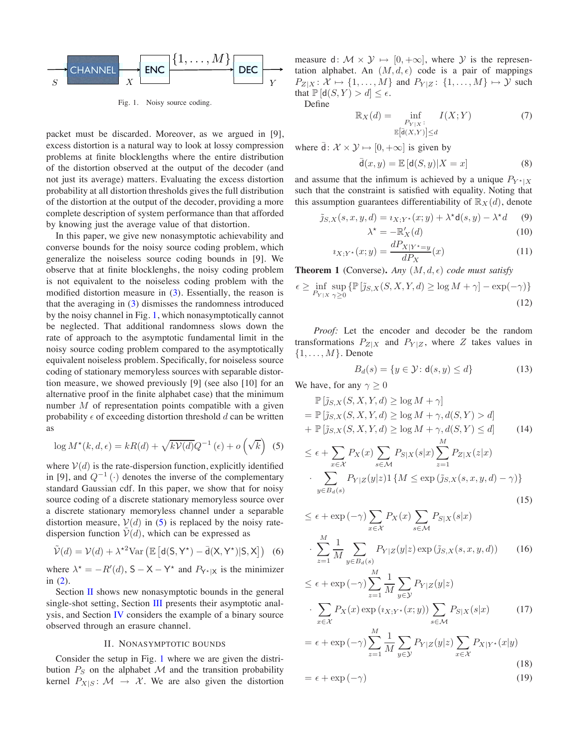Fig. 1. Noisy source coding.

packet must be discarded. Moreover, as we argued in [9], excess distortion is a natural way to look at lossy compression problems at finite blocklengths where the entire distribution of the distortion observed at the output of the decoder (and not just its average) matters. Evaluating the excess distortion probability at all distortion thresholds gives the full distribution of the distortion at the output of the decoder, providing a more complete description of system performance than that afforded by knowing just the average value of that distortion.

In this paper, we give new nonasymptotic achievability and converse bounds for the noisy source coding problem, which generalize the noiseless source coding bounds in [9]. We observe that at finite blocklenghs, the noisy coding problem is not equivalent to the noiseless coding problem with the modified distortion measure in (3). Essentially, the reason is that the averaging in (3) dismisses the randomness introduced by the noisy channel in Fig. 1, which nonasymptotically cannot be neglected. That additional randomness slows down the rate of approach to the asymptotic fundamental limit in the noisy source coding problem compared to the asymptotically equivalent noiseless problem. Specifically, for noiseless source coding of stationary memoryless sources with separable distortion measure, we showed previously [9] (see also [10] for an alternative proof in the finite alphabet case) that the minimum number $M$ of representation points compatible with a given probability $\epsilon$ of exceeding distortion threshold $d$ can be written as

$$\log M^\star(k, d, \epsilon) = kR(d) + \sqrt{k\mathcal{V}(d)}Q^{-1}(\epsilon) + o\left(\sqrt{k}\right) \quad (5)$$

where $\mathcal{V}(d)$ is the rate-dispersion function, explicitly identified in [9], and $Q^{-1}(\cdot)$ denotes the inverse of the complementary standard Gaussian cdf. In this paper, we show that for noisy source coding of a discrete stationary memoryless source over a discrete stationary memoryless channel under a separable distortion measure, $\mathcal{V}(d)$ in (5) is replaced by the noisy rate-dispersion function $\tilde{\mathcal{V}}(d)$, which can be expressed as

$$\tilde{\mathcal{V}}(d) = \mathcal{V}(d) + \lambda^{\star 2}\mathrm{Var}\left(\mathbb{E}\left[\mathsf{d}(\mathsf{S}, \mathsf{Y}^\star) - \bar{\mathsf{d}}(\mathsf{X}, \mathsf{Y}^\star)|\mathsf{S}, \mathsf{X}\right]\right) \quad (6)$$

where $\lambda^\star = -R'(d)$, $\mathsf{S} - \mathsf{X} - \mathsf{Y}^\star$ and $P_{\mathsf{Y}^\star|\mathsf{X}}$ is the minimizer in (2).

Section II shows new nonasymptotic bounds in the general single-shot setting, Section III presents their asymptotic analysis, and Section IV considers the example of a binary source observed through an erasure channel.

## II. Nonasymptotic bounds

Consider the setup in Fig. 1 where we are given the distribution $P_S$ on the alphabet $\mathcal{M}$ and the transition probability kernel $P_{X|S}\colon \mathcal{M} \to \mathcal{X}$. We are also given the distortion measure $\mathsf{d}\colon \mathcal{M} \times \mathcal{Y} \mapsto [0, +\infty]$, where $\mathcal{Y}$ is the representation alphabet. An $(M, d, \epsilon)$ code is a pair of mappings $P_{Z|X}\colon \mathcal{X} \mapsto \{1, \ldots, M\}$ and $P_{Y|Z}\colon \{1, \ldots, M\} \mapsto \mathcal{Y}$ such that $\mathbb{P}\left[\mathsf{d}(S, Y) > d\right] \leq \epsilon$.

Define

$$\mathbb{R}_X(d) = \inf_{\substack{P_{Y|X}\colon \\ \mathbb{E}\left[\bar{\mathsf{d}}(X,Y)\right] \leq d}} I(X; Y) \quad (7)$$

where $\bar{\mathsf{d}}\colon \mathcal{X} \times \mathcal{Y} \mapsto [0, +\infty]$ is given by

$$\bar{\mathsf{d}}(x, y) = \mathbb{E}\left[\mathsf{d}(S, y)|X = x\right] \quad (8)$$

and assume that the infimum is achieved by a unique $P_{Y^\star|X}$ such that the constraint is satisfied with equality. Noting that this assumption guarantees differentiability of $\mathbb{R}_X(d)$, denote

$$\tilde{\jmath}_{S,X}(s, x, y, d) = \imath_{X;Y^\star}(x; y) + \lambda^\star \mathsf{d}(s, y) - \lambda^\star d \quad (9)$$

$$\lambda^\star = -\mathbb{R}'_X(d) \quad (10)$$

$$\imath_{X;Y^\star}(x; y) = \frac{dP_{X|Y^\star = y}}{dP_X}(x) \quad (11)$$

**Theorem 1** (Converse). *Any $(M, d, \epsilon)$ code must satisfy*

$$\epsilon \geq \inf_{P_{Y|X}} \sup_{\gamma \geq 0} \left\{\mathbb{P}\left[\tilde{\jmath}_{S,X}(S, X, Y, d) \geq \log M + \gamma\right] - \exp(-\gamma)\right\} \quad (12)$$

*Proof:* Let the encoder and decoder be the random transformations $P_{Z|X}$ and $P_{Y|Z}$, where $Z$ takes values in $\{1, \ldots, M\}$. Denote

$$B_d(s) = \{y \in \mathcal{Y}\colon \mathsf{d}(s, y) \leq d\} \quad (13)$$

We have, for any $\gamma \geq 0$

$$\begin{aligned}
&\mathbb{P}\left[\tilde{\jmath}_{S,X}(S, X, Y, d) \geq \log M + \gamma\right] \\
&= \mathbb{P}\left[\tilde{\jmath}_{S,X}(S, X, Y, d) \geq \log M + \gamma, d(S, Y) > d\right] \\
&+ \mathbb{P}\left[\tilde{\jmath}_{S,X}(S, X, Y, d) \geq \log M + \gamma, d(S, Y) \leq d\right] \quad (14)\\
&\leq \epsilon + \sum_{x \in \mathcal{X}} P_X(x) \sum_{s \in \mathcal{M}} P_{S|X}(s|x) \sum_{z=1}^{M} P_{Z|X}(z|x) \\
&\quad \cdot \sum_{y \in B_d(s)} P_{Y|Z}(y|z) 1\left\{M \leq \exp\left(\tilde{\jmath}_{S,X}(s, x, y, d) - \gamma\right)\right\} \quad (15)\\
&\leq \epsilon + \exp(-\gamma) \sum_{x \in \mathcal{X}} P_X(x) \sum_{s \in \mathcal{M}} P_{S|X}(s|x) \\
&\quad \cdot \sum_{z=1}^{M} \frac{1}{M} \sum_{y \in B_d(s)} P_{Y|Z}(y|z) \exp\left(\tilde{\jmath}_{S,X}(s, x, y, d)\right) \quad (16)\\
&\leq \epsilon + \exp(-\gamma) \sum_{z=1}^{M} \frac{1}{M} \sum_{y \in \mathcal{Y}} P_{Y|Z}(y|z) \\
&\quad \cdot \sum_{x \in \mathcal{X}} P_X(x) \exp\left(\imath_{X;Y^\star}(x; y)\right) \sum_{s \in \mathcal{M}} P_{S|X}(s|x) \quad (17)\\
&= \epsilon + \exp(-\gamma) \sum_{z=1}^{M} \frac{1}{M} \sum_{y \in \mathcal{Y}} P_{Y|Z}(y|z) \sum_{x \in \mathcal{X}} P_{X|Y^\star}(x|y) \quad (18)\\
&= \epsilon + \exp(-\gamma) \quad (19)
\end{aligned}$$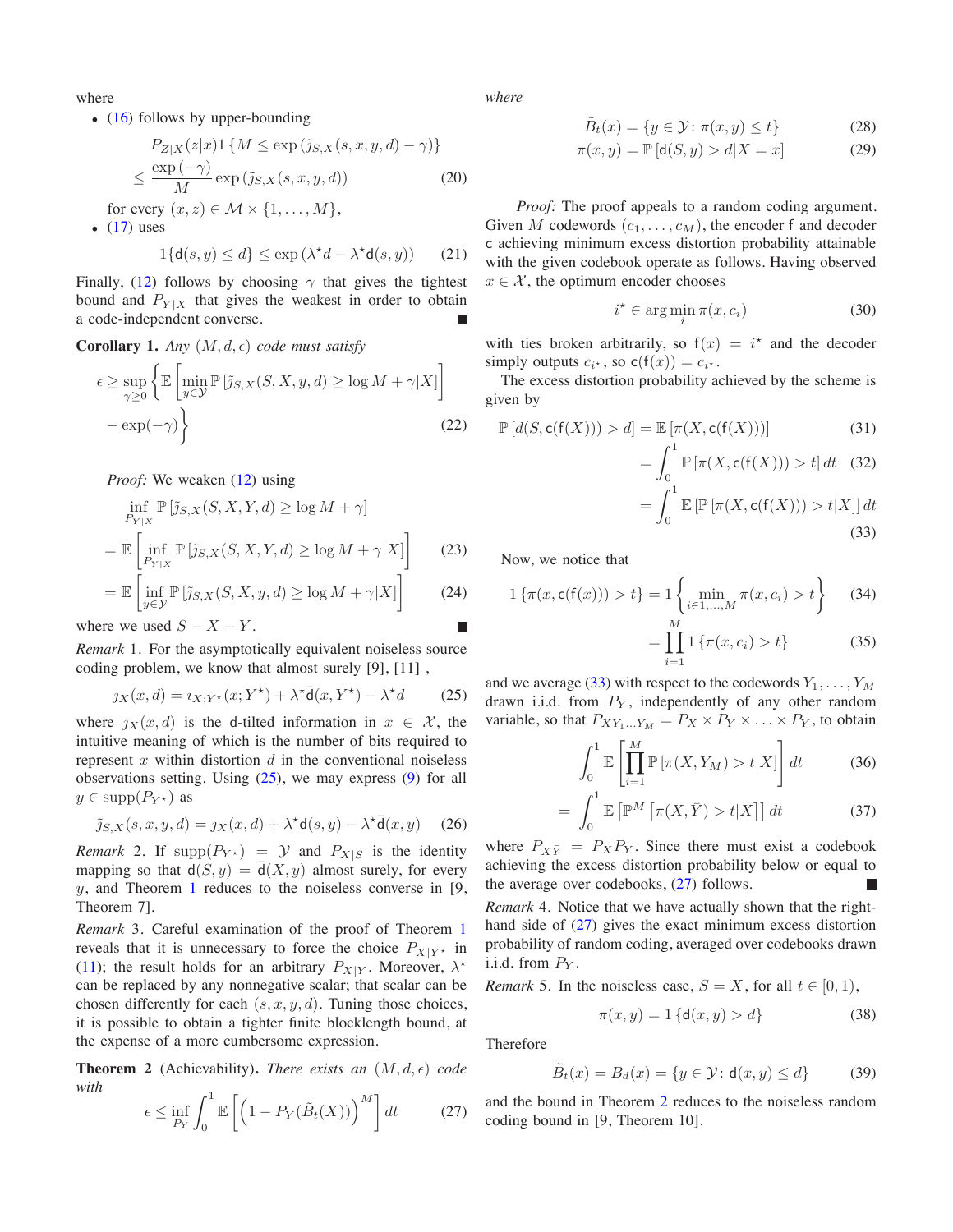where

- (16) follows by upper-bounding

$$P_{Z|X}(z|x)1\{M \le \exp(\tilde{\jmath}_{S,X}(s,x,y,d) - \gamma)\} \le \frac{\exp(-\gamma)}{M}\exp(\tilde{\jmath}_{S,X}(s,x,y,d)) \tag{20}$$

for every $(x, z) \in \mathcal{M} \times \{1, \ldots, M\}$,

- (17) uses

$$1\{\mathsf{d}(s,y) \le d\} \le \exp(\lambda^\star d - \lambda^\star \mathsf{d}(s,y)) \tag{21}$$

Finally, (12) follows by choosing $\gamma$ that gives the tightest bound and $P_{Y|X}$ that gives the weakest in order to obtain a code-independent converse. ∎

**Corollary 1.** *Any $(M, d, \epsilon)$ code must satisfy*

$$\epsilon \ge \sup_{\gamma \ge 0}\left\{\mathbb{E}\left[\min_{y\in\mathcal{Y}}\mathbb{P}\left[\tilde{\jmath}_{S,X}(S,X,y,d) \ge \log M + \gamma | X\right]\right] - \exp(-\gamma)\right\} \tag{22}$$

*Proof:* We weaken (12) using

$$\inf_{P_{Y|X}}\mathbb{P}\left[\tilde{\jmath}_{S,X}(S,X,Y,d) \ge \log M + \gamma\right]$$
$$= \mathbb{E}\left[\inf_{P_{Y|X}}\mathbb{P}\left[\tilde{\jmath}_{S,X}(S,X,Y,d) \ge \log M + \gamma | X\right]\right] \tag{23}$$
$$= \mathbb{E}\left[\inf_{y\in\mathcal{Y}}\mathbb{P}\left[\tilde{\jmath}_{S,X}(S,X,y,d) \ge \log M + \gamma | X\right]\right] \tag{24}$$

where we used $S - X - Y$. ∎

*Remark* 1. For the asymptotically equivalent noiseless source coding problem, we know that almost surely [9], [11] ,

$$\jmath_X(x,d) = \imath_{X;Y^\star}(x;Y^\star) + \lambda^\star \bar{\mathsf{d}}(x,Y^\star) - \lambda^\star d \tag{25}$$

where $\jmath_X(x,d)$ is the $\mathsf{d}$-tilted information in $x \in \mathcal{X}$, the intuitive meaning of which is the number of bits required to represent $x$ within distortion $d$ in the conventional noiseless observations setting. Using (25), we may express (9) for all $y \in \mathrm{supp}(P_{Y^\star})$ as

$$\tilde{\jmath}_{S,X}(s,x,y,d) = \jmath_X(x,d) + \lambda^\star \mathsf{d}(s,y) - \lambda^\star \bar{\mathsf{d}}(x,y) \tag{26}$$

*Remark* 2. If $\mathrm{supp}(P_{Y^\star}) = \mathcal{Y}$ and $P_{X|S}$ is the identity mapping so that $\mathsf{d}(S,y) = \bar{\mathsf{d}}(X,y)$ almost surely, for every $y$, and Theorem 1 reduces to the noiseless converse in [9, Theorem 7].

*Remark* 3. Careful examination of the proof of Theorem 1 reveals that it is unnecessary to force the choice $P_{X|Y^\star}$ in (11); the result holds for an arbitrary $P_{X|Y}$. Moreover, $\lambda^\star$ can be replaced by any nonnegative scalar; that scalar can be chosen differently for each $(s, x, y, d)$. Tuning those choices, it is possible to obtain a tighter finite blocklength bound, at the expense of a more cumbersome expression.

**Theorem 2** (Achievability)**.** *There exists an $(M, d, \epsilon)$ code with*

$$\epsilon \le \inf_{P_Y}\int_0^1 \mathbb{E}\left[\left(1 - P_Y(\tilde{B}_t(X))\right)^M\right]dt \tag{27}$$

*where*

$$\tilde{B}_t(x) = \{y \in \mathcal{Y} \colon \pi(x,y) \le t\} \tag{28}$$
$$\pi(x,y) = \mathbb{P}\left[\mathsf{d}(S,y) > d | X = x\right] \tag{29}$$

*Proof:* The proof appeals to a random coding argument. Given $M$ codewords $(c_1, \ldots, c_M)$, the encoder $\mathsf{f}$ and decoder $\mathsf{c}$ achieving minimum excess distortion probability attainable with the given codebook operate as follows. Having observed $x \in \mathcal{X}$, the optimum encoder chooses

$$i^\star \in \arg\min_i \pi(x, c_i) \tag{30}$$

with ties broken arbitrarily, so $\mathsf{f}(x) = i^\star$ and the decoder simply outputs $c_{i^\star}$, so $\mathsf{c}(\mathsf{f}(x)) = c_{i^\star}$.

The excess distortion probability achieved by the scheme is given by

$$\mathbb{P}\left[d(S, \mathsf{c}(\mathsf{f}(X))) > d\right] = \mathbb{E}\left[\pi(X, \mathsf{c}(\mathsf{f}(X)))\right] \tag{31}$$
$$= \int_0^1 \mathbb{P}\left[\pi(X, \mathsf{c}(\mathsf{f}(X))) > t\right]dt \tag{32}$$
$$= \int_0^1 \mathbb{E}\left[\mathbb{P}\left[\pi(X, \mathsf{c}(\mathsf{f}(X))) > t | X\right]\right]dt \tag{33}$$

Now, we notice that

$$1\{\pi(x, \mathsf{c}(\mathsf{f}(x))) > t\} = 1\left\{\min_{i\in 1,\ldots,M}\pi(x,c_i) > t\right\} \tag{34}$$
$$= \prod_{i=1}^M 1\{\pi(x,c_i) > t\} \tag{35}$$

and we average (33) with respect to the codewords $Y_1, \ldots, Y_M$ drawn i.i.d. from $P_Y$, independently of any other random variable, so that $P_{XY_1\ldots Y_M} = P_X \times P_Y \times \ldots \times P_Y$, to obtain

$$\int_0^1 \mathbb{E}\left[\prod_{i=1}^M \mathbb{P}\left[\pi(X, Y_M) > t | X\right]\right]dt \tag{36}$$
$$= \int_0^1 \mathbb{E}\left[\mathbb{P}^M\left[\pi(X,\bar{Y}) > t | X\right]\right]dt \tag{37}$$

where $P_{X\bar{Y}} = P_X P_Y$. Since there must exist a codebook achieving the excess distortion probability below or equal to the average over codebooks, (27) follows. ∎

*Remark* 4. Notice that we have actually shown that the right-hand side of (27) gives the exact minimum excess distortion probability of random coding, averaged over codebooks drawn i.i.d. from $P_Y$.

*Remark* 5. In the noiseless case, $S = X$, for all $t \in [0, 1)$,

$$\pi(x,y) = 1\{\mathsf{d}(x,y) > d\} \tag{38}$$

Therefore

$$\tilde{B}_t(x) = B_d(x) = \{y \in \mathcal{Y} \colon \mathsf{d}(x,y) \le d\} \tag{39}$$

and the bound in Theorem 2 reduces to the noiseless random coding bound in [9, Theorem 10].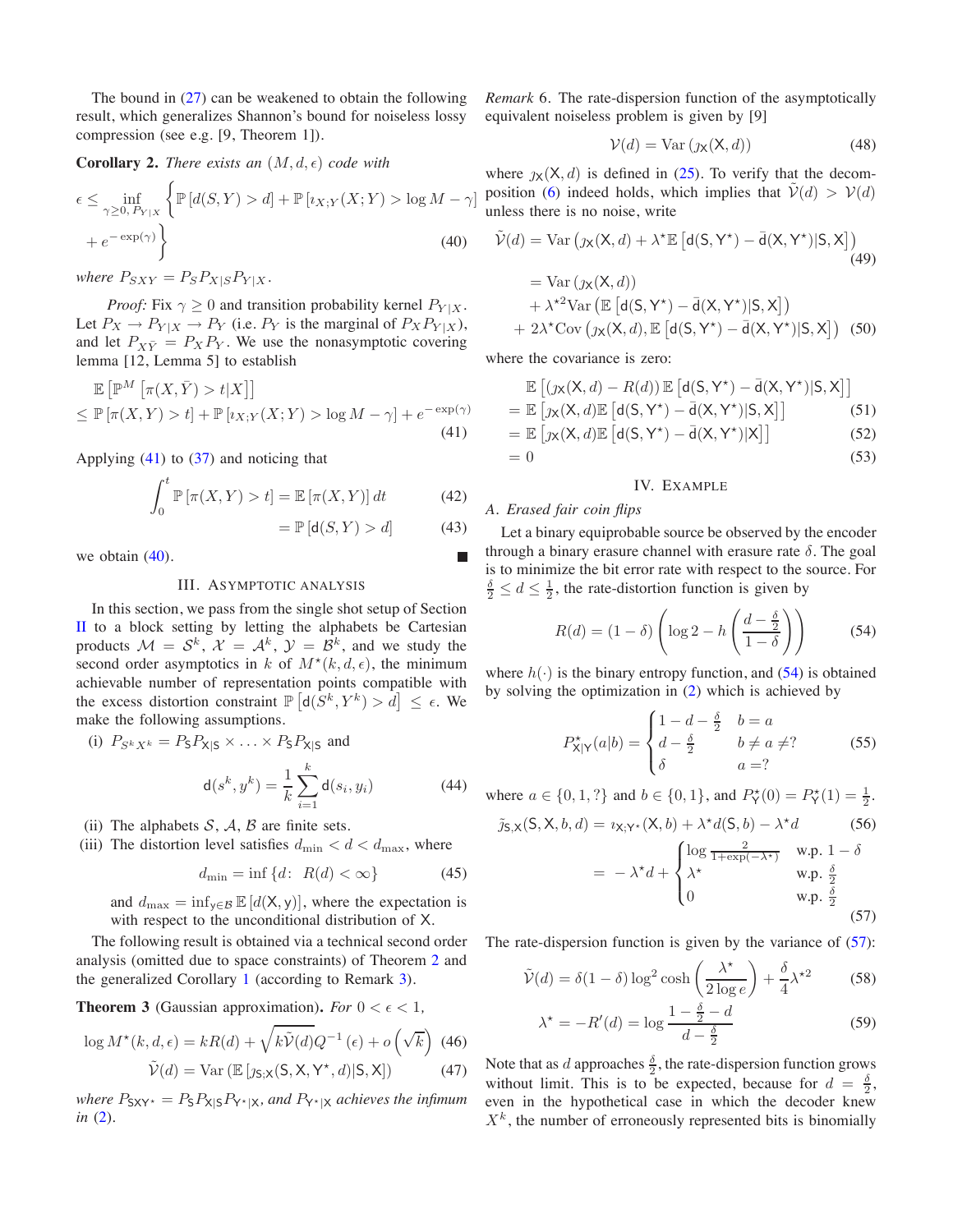The bound in (27) can be weakened to obtain the following result, which generalizes Shannon's bound for noiseless lossy compression (see e.g. [9, Theorem 1]).

**Corollary 2.** *There exists an $(M, d, \epsilon)$ code with*

$$\epsilon \leq \inf_{\gamma \geq 0,\, P_{Y|X}} \Big\{ \mathbb{P}\left[d(S,Y) > d\right] + \mathbb{P}\left[\imath_{X;Y}(X;Y) > \log M - \gamma\right] + e^{-\exp(\gamma)} \Big\} \tag{40}$$

*where $P_{SXY} = P_S P_{X|S} P_{Y|X}$.*

*Proof:* Fix $\gamma \geq 0$ and transition probability kernel $P_{Y|X}$. Let $P_X \to P_{Y|X} \to P_Y$ (i.e. $P_Y$ is the marginal of $P_X P_{Y|X}$), and let $P_{X\bar{Y}} = P_X P_Y$. We use the nonasymptotic covering lemma [12, Lemma 5] to establish

$$\begin{aligned} &\mathbb{E}\left[\mathbb{P}^M\left[\pi(X,\bar{Y}) > t | X\right]\right] \\ &\leq \mathbb{P}\left[\pi(X,Y) > t\right] + \mathbb{P}\left[\imath_{X;Y}(X;Y) > \log M - \gamma\right] + e^{-\exp(\gamma)} \end{aligned} \tag{41}$$

Applying (41) to (37) and noticing that

$$\int_0^t \mathbb{P}\left[\pi(X,Y) > t\right] = \mathbb{E}\left[\pi(X,Y)\right] dt \tag{42}$$

$$= \mathbb{P}\left[d(S,Y) > d\right] \tag{43}$$

we obtain (40). ∎

## III. Asymptotic analysis

In this section, we pass from the single shot setup of Section II to a block setting by letting the alphabets be Cartesian products $\mathcal{M} = \mathcal{S}^k$, $\mathcal{X} = \mathcal{A}^k$, $\mathcal{Y} = \mathcal{B}^k$, and we study the second order asymptotics in $k$ of $M^\star(k, d, \epsilon)$, the minimum achievable number of representation points compatible with the excess distortion constraint $\mathbb{P}\left[\mathsf{d}(S^k, Y^k) > d\right] \leq \epsilon$. We make the following assumptions.

(i) $P_{S^k X^k} = P_{\mathsf{S}} P_{\mathsf{X}|\mathsf{S}} \times \ldots \times P_{\mathsf{S}} P_{\mathsf{X}|\mathsf{S}}$ and

$$\mathsf{d}(s^k, y^k) = \frac{1}{k}\sum_{i=1}^k \mathsf{d}(s_i, y_i) \tag{44}$$

(ii) The alphabets $\mathcal{S}$, $\mathcal{A}$, $\mathcal{B}$ are finite sets.

(iii) The distortion level satisfies $d_{\min} < d < d_{\max}$, where

$$d_{\min} = \inf\left\{d\colon\ R(d) < \infty\right\} \tag{45}$$

and $d_{\max} = \inf_{\mathsf{y} \in \mathcal{B}} \mathbb{E}\left[d(\mathsf{X}, \mathsf{y})\right]$, where the expectation is with respect to the unconditional distribution of $\mathsf{X}$.

The following result is obtained via a technical second order analysis (omitted due to space constraints) of Theorem 2 and the generalized Corollary 1 (according to Remark 3).

**Theorem 3** (Gaussian approximation)**.** *For $0 < \epsilon < 1$,*

$$\log M^\star(k, d, \epsilon) = kR(d) + \sqrt{k\tilde{\mathcal{V}}(d)}Q^{-1}(\epsilon) + o\left(\sqrt{k}\right) \tag{46}$$

$$\tilde{\mathcal{V}}(d) = \mathrm{Var}\left(\mathbb{E}\left[\jmath_{\mathsf{S},\mathsf{X}}(\mathsf{S},\mathsf{X},\mathsf{Y}^\star, d) | \mathsf{S}, \mathsf{X}\right]\right) \tag{47}$$

*where $P_{\mathsf{S}\mathsf{X}\mathsf{Y}^\star} = P_{\mathsf{S}} P_{\mathsf{X}|\mathsf{S}} P_{\mathsf{Y}^\star|\mathsf{X}}$, and $P_{\mathsf{Y}^\star|\mathsf{X}}$ achieves the infimum in (2).*

*Remark* 6. The rate-dispersion function of the asymptotically equivalent noiseless problem is given by [9]

$$\mathcal{V}(d) = \mathrm{Var}\left(\jmath_{\mathsf{X}}(\mathsf{X}, d)\right) \tag{48}$$

where $\jmath_{\mathsf{X}}(\mathsf{X}, d)$ is defined in (25). To verify that the decomposition (6) indeed holds, which implies that $\tilde{\mathcal{V}}(d) > \mathcal{V}(d)$ unless there is no noise, write

$$\tilde{\mathcal{V}}(d) = \mathrm{Var}\left(\jmath_{\mathsf{X}}(\mathsf{X}, d) + \lambda^\star \mathbb{E}\left[\mathsf{d}(\mathsf{S}, \mathsf{Y}^\star) - \bar{\mathsf{d}}(\mathsf{X}, \mathsf{Y}^\star) | \mathsf{S}, \mathsf{X}\right]\right) \tag{49}$$

$$\begin{aligned} &= \mathrm{Var}\left(\jmath_{\mathsf{X}}(\mathsf{X}, d)\right) \\ &\quad + \lambda^{\star 2}\mathrm{Var}\left(\mathbb{E}\left[\mathsf{d}(\mathsf{S}, \mathsf{Y}^\star) - \bar{\mathsf{d}}(\mathsf{X}, \mathsf{Y}^\star) | \mathsf{S}, \mathsf{X}\right]\right) \\ &\quad + 2\lambda^\star \mathrm{Cov}\left(\jmath_{\mathsf{X}}(\mathsf{X}, d), \mathbb{E}\left[\mathsf{d}(\mathsf{S}, \mathsf{Y}^\star) - \bar{\mathsf{d}}(\mathsf{X}, \mathsf{Y}^\star) | \mathsf{S}, \mathsf{X}\right]\right) \end{aligned} \tag{50}$$

where the covariance is zero:

$$\begin{aligned} &\mathbb{E}\left[\left(\jmath_{\mathsf{X}}(\mathsf{X}, d) - R(d)\right)\mathbb{E}\left[\mathsf{d}(\mathsf{S}, \mathsf{Y}^\star) - \bar{\mathsf{d}}(\mathsf{X}, \mathsf{Y}^\star) | \mathsf{S}, \mathsf{X}\right]\right] \\ &= \mathbb{E}\left[\jmath_{\mathsf{X}}(\mathsf{X}, d)\mathbb{E}\left[\mathsf{d}(\mathsf{S}, \mathsf{Y}^\star) - \bar{\mathsf{d}}(\mathsf{X}, \mathsf{Y}^\star) | \mathsf{S}, \mathsf{X}\right]\right] && (51) \\ &= \mathbb{E}\left[\jmath_{\mathsf{X}}(\mathsf{X}, d)\mathbb{E}\left[\mathsf{d}(\mathsf{S}, \mathsf{Y}^\star) - \bar{\mathsf{d}}(\mathsf{X}, \mathsf{Y}^\star) | \mathsf{X}\right]\right] && (52) \\ &= 0 && (53) \end{aligned}$$

## IV. Example

### A. Erased fair coin flips

Let a binary equiprobable source be observed by the encoder through a binary erasure channel with erasure rate $\delta$. The goal is to minimize the bit error rate with respect to the source. For $\frac{\delta}{2} \leq d \leq \frac{1}{2}$, the rate-distortion function is given by

$$R(d) = (1-\delta)\left(\log 2 - h\left(\frac{d - \frac{\delta}{2}}{1-\delta}\right)\right) \tag{54}$$

where $h(\cdot)$ is the binary entropy function, and (54) is obtained by solving the optimization in (2) which is achieved by

$$P^\star_{\mathsf{X}|\mathsf{Y}}(a|b) = \begin{cases} 1 - d - \frac{\delta}{2} & b = a \\ d - \frac{\delta}{2} & b \neq a \neq ? \\ \delta & a = ? \end{cases} \tag{55}$$

where $a \in \{0, 1, ?\}$ and $b \in \{0, 1\}$, and $P^\star_{\mathsf{Y}}(0) = P^\star_{\mathsf{Y}}(1) = \frac{1}{2}$.

$$\tilde{\jmath}_{\mathsf{S},\mathsf{X}}(\mathsf{S}, \mathsf{X}, b, d) = \imath_{\mathsf{X};\mathsf{Y}^\star}(\mathsf{X}, b) + \lambda^\star d(\mathsf{S}, b) - \lambda^\star d \tag{56}$$

$$= -\lambda^\star d + \begin{cases} \log \frac{2}{1 + \exp(-\lambda^\star)} & \text{w.p. } 1-\delta \\ \lambda^\star & \text{w.p. } \frac{\delta}{2} \\ 0 & \text{w.p. } \frac{\delta}{2} \end{cases} \tag{57}$$

The rate-dispersion function is given by the variance of (57):

$$\tilde{\mathcal{V}}(d) = \delta(1-\delta)\log^2\cosh\left(\frac{\lambda^\star}{2\log e}\right) + \frac{\delta}{4}\lambda^{\star 2} \tag{58}$$

$$\lambda^\star = -R'(d) = \log\frac{1 - \frac{\delta}{2} - d}{d - \frac{\delta}{2}} \tag{59}$$

Note that as $d$ approaches $\frac{\delta}{2}$, the rate-dispersion function grows without limit. This is to be expected, because for $d = \frac{\delta}{2}$, even in the hypothetical case in which the decoder knew $X^k$, the number of erroneously represented bits is binomially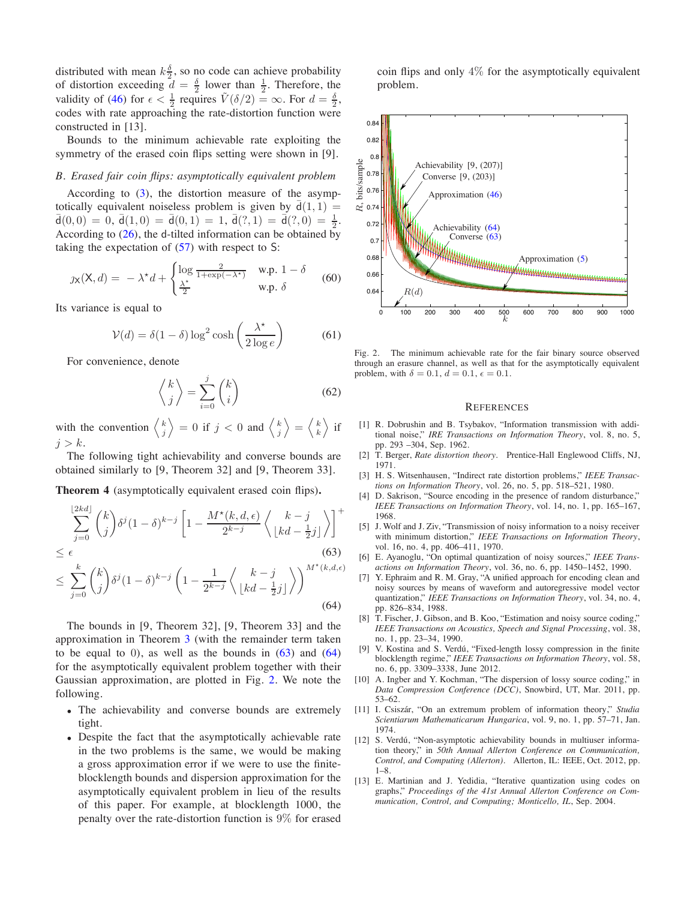distributed with mean $k\frac{\delta}{2}$, so no code can achieve probability of distortion exceeding $d = \frac{\delta}{2}$ lower than $\frac{1}{2}$. Therefore, the validity of (46) for $\epsilon < \frac{1}{2}$ requires $\tilde{V}(\delta/2) = \infty$. For $d = \frac{\delta}{2}$, codes with rate approaching the rate-distortion function were constructed in [13].

Bounds to the minimum achievable rate exploiting the symmetry of the erased coin flips setting were shown in [9].

### *B. Erased fair coin flips: asymptotically equivalent problem*

According to (3), the distortion measure of the asymptotically equivalent noiseless problem is given by $\bar{\mathsf{d}}(1,1) = \bar{\mathsf{d}}(0,0) = 0$, $\bar{\mathsf{d}}(1,0) = \bar{\mathsf{d}}(0,1) = 1$, $\bar{\mathsf{d}}(?,1) = \bar{\mathsf{d}}(?,0) = \frac{1}{2}$. According to (26), the d-tilted information can be obtained by taking the expectation of (57) with respect to $\mathsf{S}$:

$$\jmath_{\mathsf{X}}(\mathsf{X}, d) = -\lambda^\star d + \begin{cases} \log \frac{2}{1+\exp(-\lambda^\star)} & \text{w.p. } 1-\delta \\ \frac{\lambda^\star}{2} & \text{w.p. } \delta \end{cases} \tag{60}$$

Its variance is equal to

$$\mathcal{V}(d) = \delta(1-\delta)\log^2\cosh\left(\frac{\lambda^\star}{2\log e}\right) \tag{61}$$

For convenience, denote

$$\left\langle {k \atop j} \right\rangle = \sum_{i=0}^{j} \binom{k}{i} \tag{62}$$

with the convention $\left\langle {k \atop j} \right\rangle = 0$ if $j < 0$ and $\left\langle {k \atop j} \right\rangle = \left\langle {k \atop k} \right\rangle$ if $j > k$.

The following tight achievability and converse bounds are obtained similarly to [9, Theorem 32] and [9, Theorem 33].

**Theorem 4** (asymptotically equivalent erased coin flips)**.**

$$\sum_{j=0}^{\lfloor 2kd \rfloor} \binom{k}{j} \delta^j (1-\delta)^{k-j} \left[1 - \frac{M^\star(k,d,\epsilon)}{2^{k-j}} \left\langle {k-j \atop \lfloor kd - \frac{1}{2}j \rfloor} \right\rangle \right]^+$$
$$\leq \epsilon \tag{63}$$
$$\leq \sum_{j=0}^{k} \binom{k}{j} \delta^j (1-\delta)^{k-j} \left(1 - \frac{1}{2^{k-j}} \left\langle {k-j \atop \lfloor kd - \frac{1}{2}j \rfloor} \right\rangle \right)^{M^\star(k,d,\epsilon)} \tag{64}$$

The bounds in [9, Theorem 32], [9, Theorem 33] and the approximation in Theorem 3 (with the remainder term taken to be equal to 0), as well as the bounds in (63) and (64) for the asymptotically equivalent problem together with their Gaussian approximation, are plotted in Fig. 2. We note the following.

- The achievability and converse bounds are extremely tight.
- Despite the fact that the asymptotically achievable rate in the two problems is the same, we would be making a gross approximation error if we were to use the finite-blocklength bounds and dispersion approximation for the asymptotically equivalent problem in lieu of the results of this paper. For example, at blocklength 1000, the penalty over the rate-distortion function is 9% for erased coin flips and only 4% for the asymptotically equivalent problem.

0.84
0.82
0.8
0.78
0.76
0.74
0.72
0.7
0.68
0.66
0.64
R, bits/sample
0 100 200 300 400 500 600 700 800 900 1000
k
Achievability [9, (207)]
Converse [9, (203)]
Approximation (46)
Achievability (64)
Converse (63)
Approximation (5)
R(d)

Fig. 2. The minimum achievable rate for the fair binary source observed through an erasure channel, as well as that for the asymptotically equivalent problem, with $\delta = 0.1$, $d = 0.1$, $\epsilon = 0.1$.

## REFERENCES

[1] R. Dobrushin and B. Tsybakov, "Information transmission with additional noise," *IRE Transactions on Information Theory*, vol. 8, no. 5, pp. 293 –304, Sep. 1962.

[2] T. Berger, *Rate distortion theory*. Prentice-Hall Englewood Cliffs, NJ, 1971.

[3] H. S. Witsenhausen, "Indirect rate distortion problems," *IEEE Transactions on Information Theory*, vol. 26, no. 5, pp. 518–521, 1980.

[4] D. Sakrison, "Source encoding in the presence of random disturbance," *IEEE Transactions on Information Theory*, vol. 14, no. 1, pp. 165–167, 1968.

[5] J. Wolf and J. Ziv, "Transmission of noisy information to a noisy receiver with minimum distortion," *IEEE Transactions on Information Theory*, vol. 16, no. 4, pp. 406–411, 1970.

[6] E. Ayanoglu, "On optimal quantization of noisy sources," *IEEE Transactions on Information Theory*, vol. 36, no. 6, pp. 1450–1452, 1990.

[7] Y. Ephraim and R. M. Gray, "A unified approach for encoding clean and noisy sources by means of waveform and autoregressive model vector quantization," *IEEE Transactions on Information Theory*, vol. 34, no. 4, pp. 826–834, 1988.

[8] T. Fischer, J. Gibson, and B. Koo, "Estimation and noisy source coding," *IEEE Transactions on Acoustics, Speech and Signal Processing*, vol. 38, no. 1, pp. 23–34, 1990.

[9] V. Kostina and S. Verdú, "Fixed-length lossy compression in the finite blocklength regime," *IEEE Transactions on Information Theory*, vol. 58, no. 6, pp. 3309–3338, June 2012.

[10] A. Ingber and Y. Kochman, "The dispersion of lossy source coding," in *Data Compression Conference (DCC)*, Snowbird, UT, Mar. 2011, pp. 53–62.

[11] I. Csiszár, "On an extremum problem of information theory," *Studia Scientiarum Mathematicarum Hungarica*, vol. 9, no. 1, pp. 57–71, Jan. 1974.

[12] S. Verdú, "Non-asymptotic achievability bounds in multiuser information theory," in *50th Annual Allerton Conference on Communication, Control, and Computing (Allerton)*. Allerton, IL: IEEE, Oct. 2012, pp. 1–8.

[13] E. Martinian and J. Yedidia, "Iterative quantization using codes on graphs," *Proceedings of the 41st Annual Allerton Conference on Communication, Control, and Computing; Monticello, IL*, Sep. 2004.